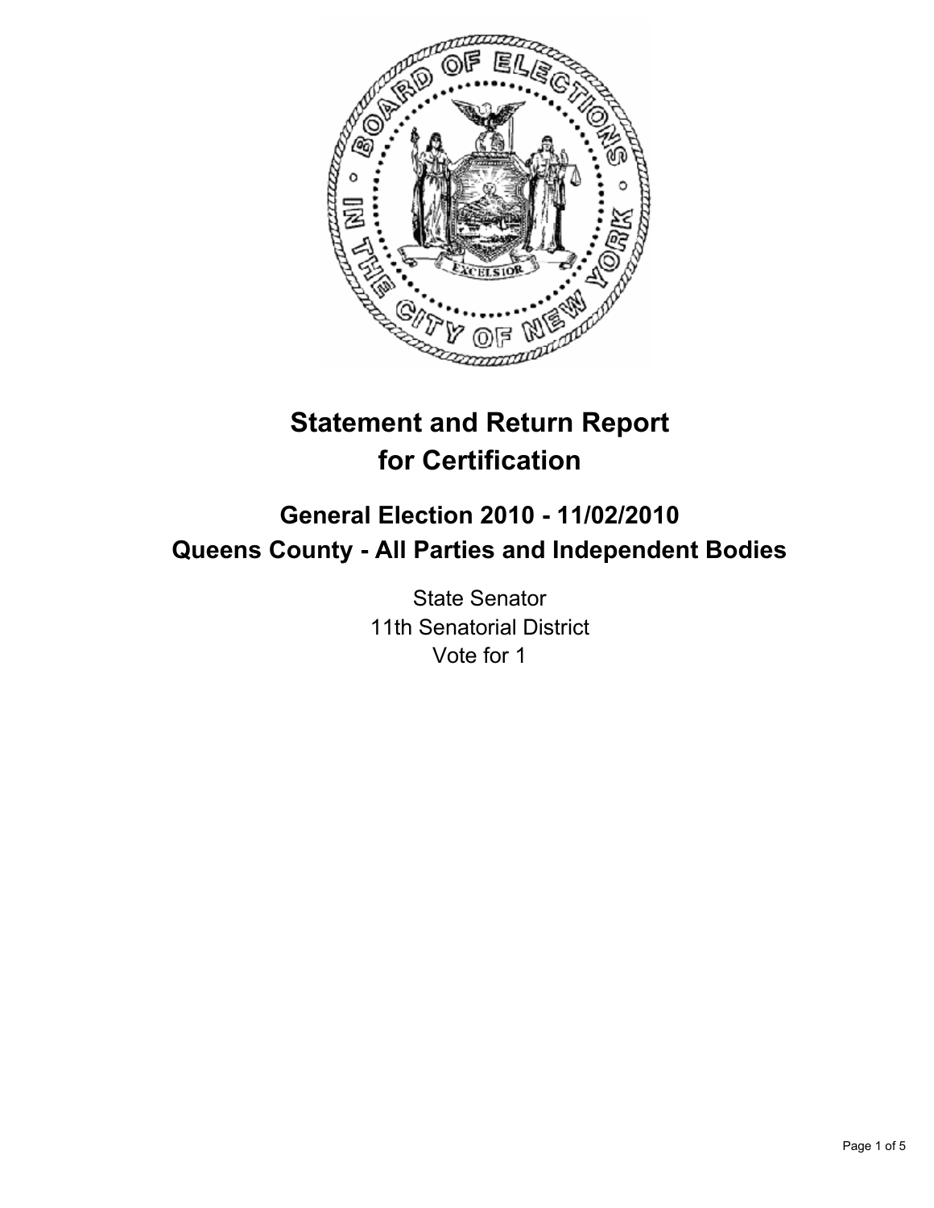# Statement and Return Report for Certification

## General Election 2010 - 11/02/2010
## Queens County - All Parties and Independent Bodies

State Senator
11th Senatorial District
Vote for 1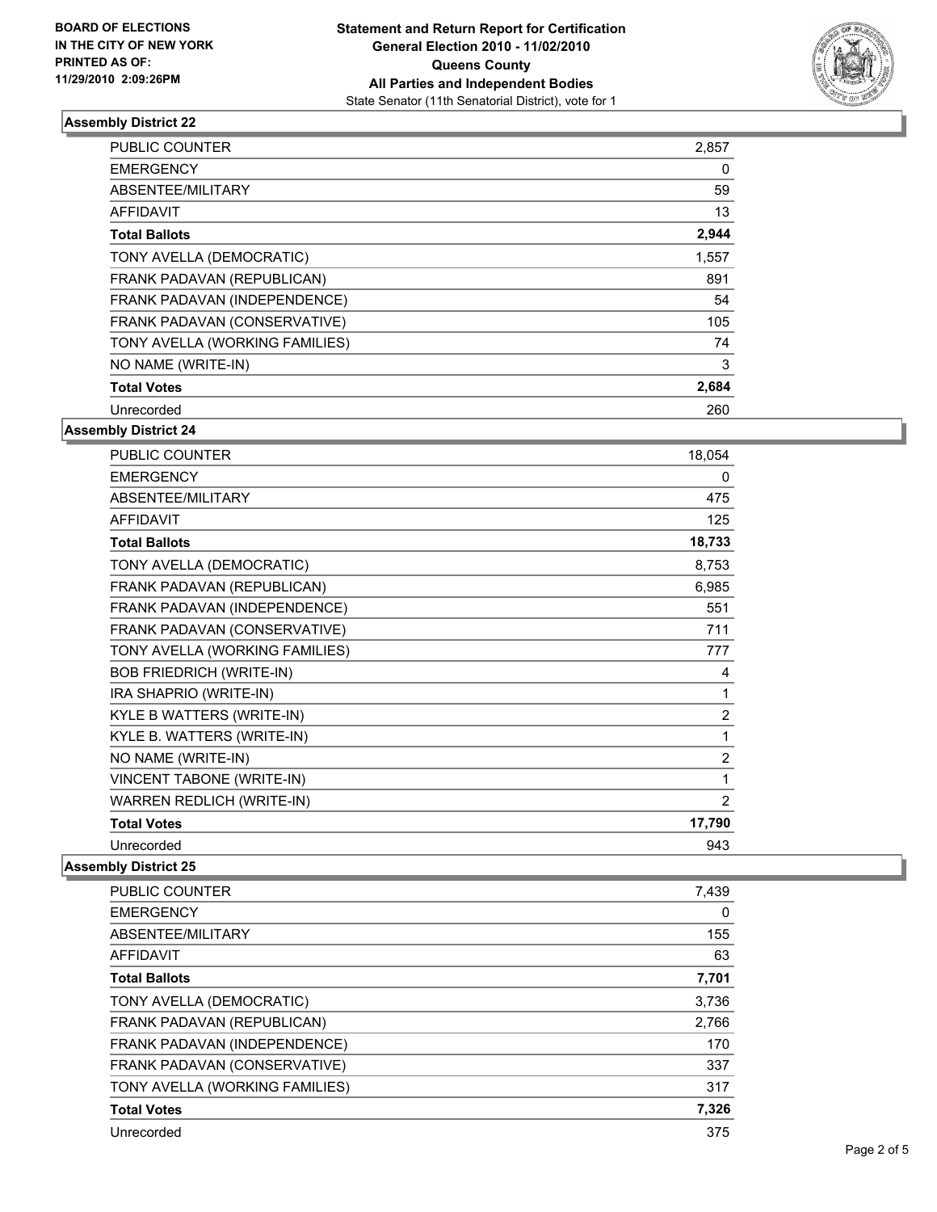**BOARD OF ELECTIONS IN THE CITY OF NEW YORK PRINTED AS OF: 11/29/2010 2:09:26PM**

**Statement and Return Report for Certification General Election 2010 - 11/02/2010 Queens County All Parties and Independent Bodies**
State Senator (11th Senatorial District), vote for 1

### Assembly District 22

| | |
|---|---|
| PUBLIC COUNTER | 2,857 |
| EMERGENCY | 0 |
| ABSENTEE/MILITARY | 59 |
| AFFIDAVIT | 13 |
| **Total Ballots** | **2,944** |
| TONY AVELLA (DEMOCRATIC) | 1,557 |
| FRANK PADAVAN (REPUBLICAN) | 891 |
| FRANK PADAVAN (INDEPENDENCE) | 54 |
| FRANK PADAVAN (CONSERVATIVE) | 105 |
| TONY AVELLA (WORKING FAMILIES) | 74 |
| NO NAME (WRITE-IN) | 3 |
| **Total Votes** | **2,684** |
| Unrecorded | 260 |

### Assembly District 24

| | |
|---|---|
| PUBLIC COUNTER | 18,054 |
| EMERGENCY | 0 |
| ABSENTEE/MILITARY | 475 |
| AFFIDAVIT | 125 |
| **Total Ballots** | **18,733** |
| TONY AVELLA (DEMOCRATIC) | 8,753 |
| FRANK PADAVAN (REPUBLICAN) | 6,985 |
| FRANK PADAVAN (INDEPENDENCE) | 551 |
| FRANK PADAVAN (CONSERVATIVE) | 711 |
| TONY AVELLA (WORKING FAMILIES) | 777 |
| BOB FRIEDRICH (WRITE-IN) | 4 |
| IRA SHAPRIO (WRITE-IN) | 1 |
| KYLE B WATTERS (WRITE-IN) | 2 |
| KYLE B. WATTERS (WRITE-IN) | 1 |
| NO NAME (WRITE-IN) | 2 |
| VINCENT TABONE (WRITE-IN) | 1 |
| WARREN REDLICH (WRITE-IN) | 2 |
| **Total Votes** | **17,790** |
| Unrecorded | 943 |

### Assembly District 25

| | |
|---|---|
| PUBLIC COUNTER | 7,439 |
| EMERGENCY | 0 |
| ABSENTEE/MILITARY | 155 |
| AFFIDAVIT | 63 |
| **Total Ballots** | **7,701** |
| TONY AVELLA (DEMOCRATIC) | 3,736 |
| FRANK PADAVAN (REPUBLICAN) | 2,766 |
| FRANK PADAVAN (INDEPENDENCE) | 170 |
| FRANK PADAVAN (CONSERVATIVE) | 337 |
| TONY AVELLA (WORKING FAMILIES) | 317 |
| **Total Votes** | **7,326** |
| Unrecorded | 375 |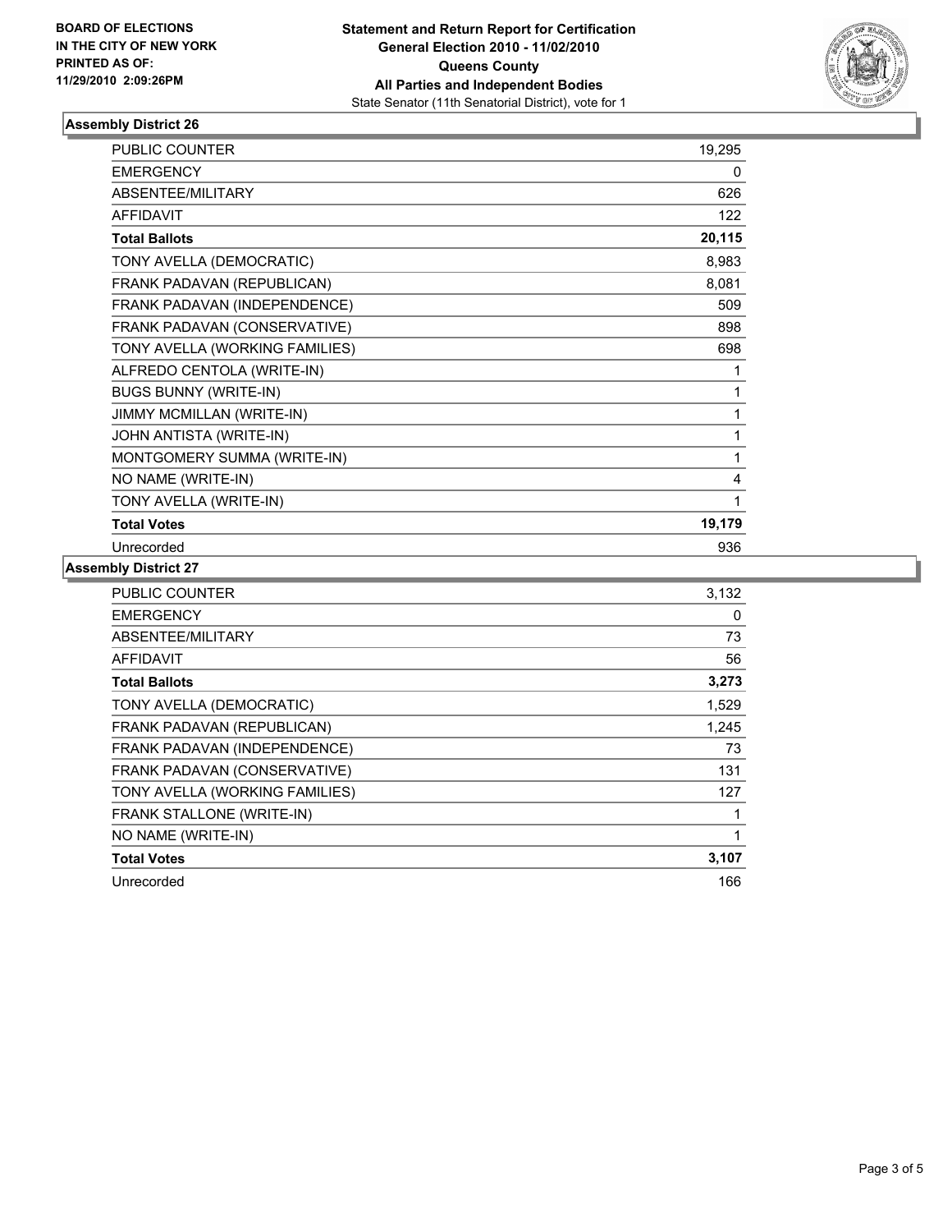**BOARD OF ELECTIONS IN THE CITY OF NEW YORK PRINTED AS OF: 11/29/2010 2:09:26PM**

**Statement and Return Report for Certification General Election 2010 - 11/02/2010 Queens County All Parties and Independent Bodies**
State Senator (11th Senatorial District), vote for 1

### Assembly District 26

| | |
|---|---|
| PUBLIC COUNTER | 19,295 |
| EMERGENCY | 0 |
| ABSENTEE/MILITARY | 626 |
| AFFIDAVIT | 122 |
| **Total Ballots** | **20,115** |
| TONY AVELLA (DEMOCRATIC) | 8,983 |
| FRANK PADAVAN (REPUBLICAN) | 8,081 |
| FRANK PADAVAN (INDEPENDENCE) | 509 |
| FRANK PADAVAN (CONSERVATIVE) | 898 |
| TONY AVELLA (WORKING FAMILIES) | 698 |
| ALFREDO CENTOLA (WRITE-IN) | 1 |
| BUGS BUNNY (WRITE-IN) | 1 |
| JIMMY MCMILLAN (WRITE-IN) | 1 |
| JOHN ANTISTA (WRITE-IN) | 1 |
| MONTGOMERY SUMMA (WRITE-IN) | 1 |
| NO NAME (WRITE-IN) | 4 |
| TONY AVELLA (WRITE-IN) | 1 |
| **Total Votes** | **19,179** |
| Unrecorded | 936 |

### Assembly District 27

| | |
|---|---|
| PUBLIC COUNTER | 3,132 |
| EMERGENCY | 0 |
| ABSENTEE/MILITARY | 73 |
| AFFIDAVIT | 56 |
| **Total Ballots** | **3,273** |
| TONY AVELLA (DEMOCRATIC) | 1,529 |
| FRANK PADAVAN (REPUBLICAN) | 1,245 |
| FRANK PADAVAN (INDEPENDENCE) | 73 |
| FRANK PADAVAN (CONSERVATIVE) | 131 |
| TONY AVELLA (WORKING FAMILIES) | 127 |
| FRANK STALLONE (WRITE-IN) | 1 |
| NO NAME (WRITE-IN) | 1 |
| **Total Votes** | **3,107** |
| Unrecorded | 166 |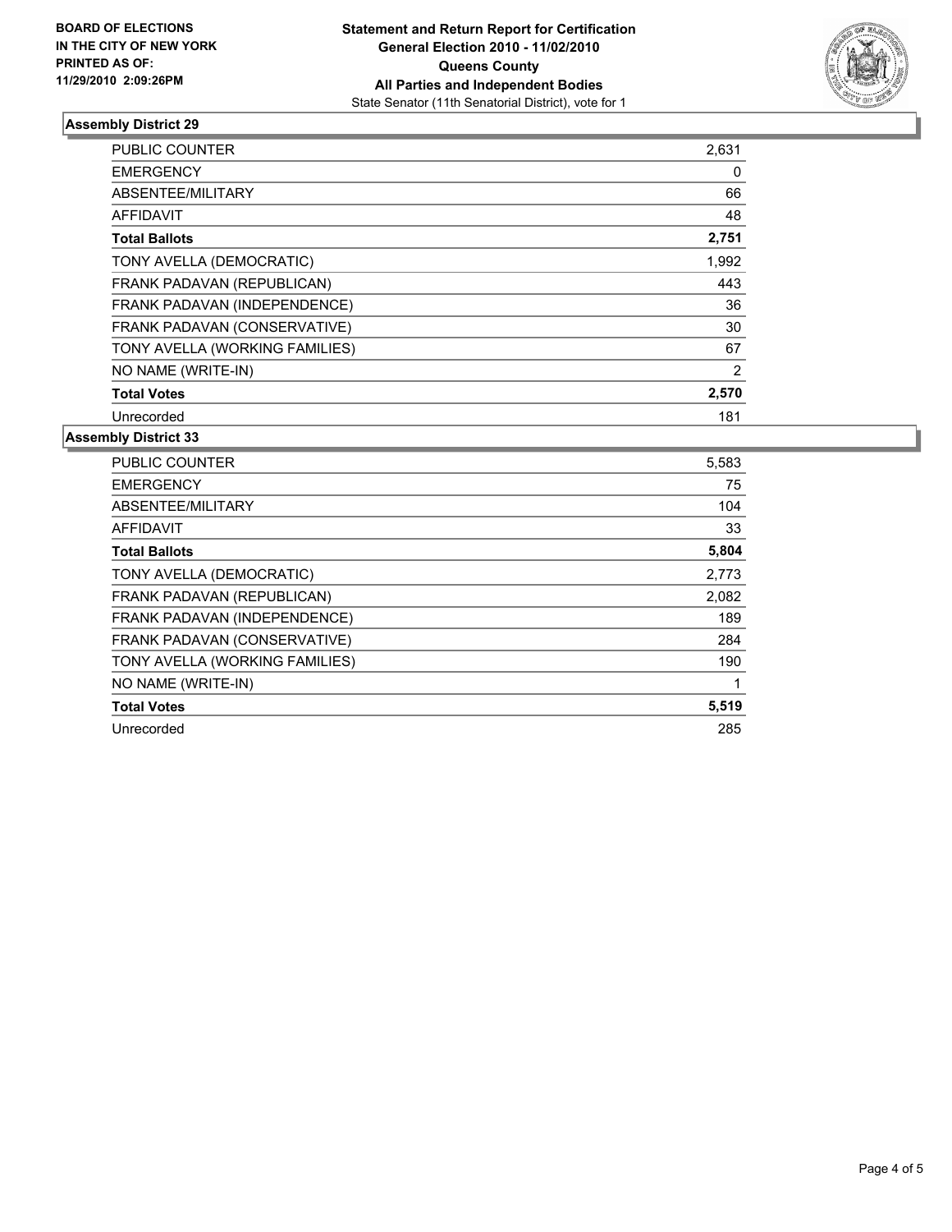**BOARD OF ELECTIONS IN THE CITY OF NEW YORK PRINTED AS OF: 11/29/2010 2:09:26PM**

**Statement and Return Report for Certification**
**General Election 2010 - 11/02/2010**
**Queens County**
**All Parties and Independent Bodies**
State Senator (11th Senatorial District), vote for 1

## Assembly District 29

| | |
|---|---|
| PUBLIC COUNTER | 2,631 |
| EMERGENCY | 0 |
| ABSENTEE/MILITARY | 66 |
| AFFIDAVIT | 48 |
| **Total Ballots** | **2,751** |
| TONY AVELLA (DEMOCRATIC) | 1,992 |
| FRANK PADAVAN (REPUBLICAN) | 443 |
| FRANK PADAVAN (INDEPENDENCE) | 36 |
| FRANK PADAVAN (CONSERVATIVE) | 30 |
| TONY AVELLA (WORKING FAMILIES) | 67 |
| NO NAME (WRITE-IN) | 2 |
| **Total Votes** | **2,570** |
| Unrecorded | 181 |

## Assembly District 33

| | |
|---|---|
| PUBLIC COUNTER | 5,583 |
| EMERGENCY | 75 |
| ABSENTEE/MILITARY | 104 |
| AFFIDAVIT | 33 |
| **Total Ballots** | **5,804** |
| TONY AVELLA (DEMOCRATIC) | 2,773 |
| FRANK PADAVAN (REPUBLICAN) | 2,082 |
| FRANK PADAVAN (INDEPENDENCE) | 189 |
| FRANK PADAVAN (CONSERVATIVE) | 284 |
| TONY AVELLA (WORKING FAMILIES) | 190 |
| NO NAME (WRITE-IN) | 1 |
| **Total Votes** | **5,519** |
| Unrecorded | 285 |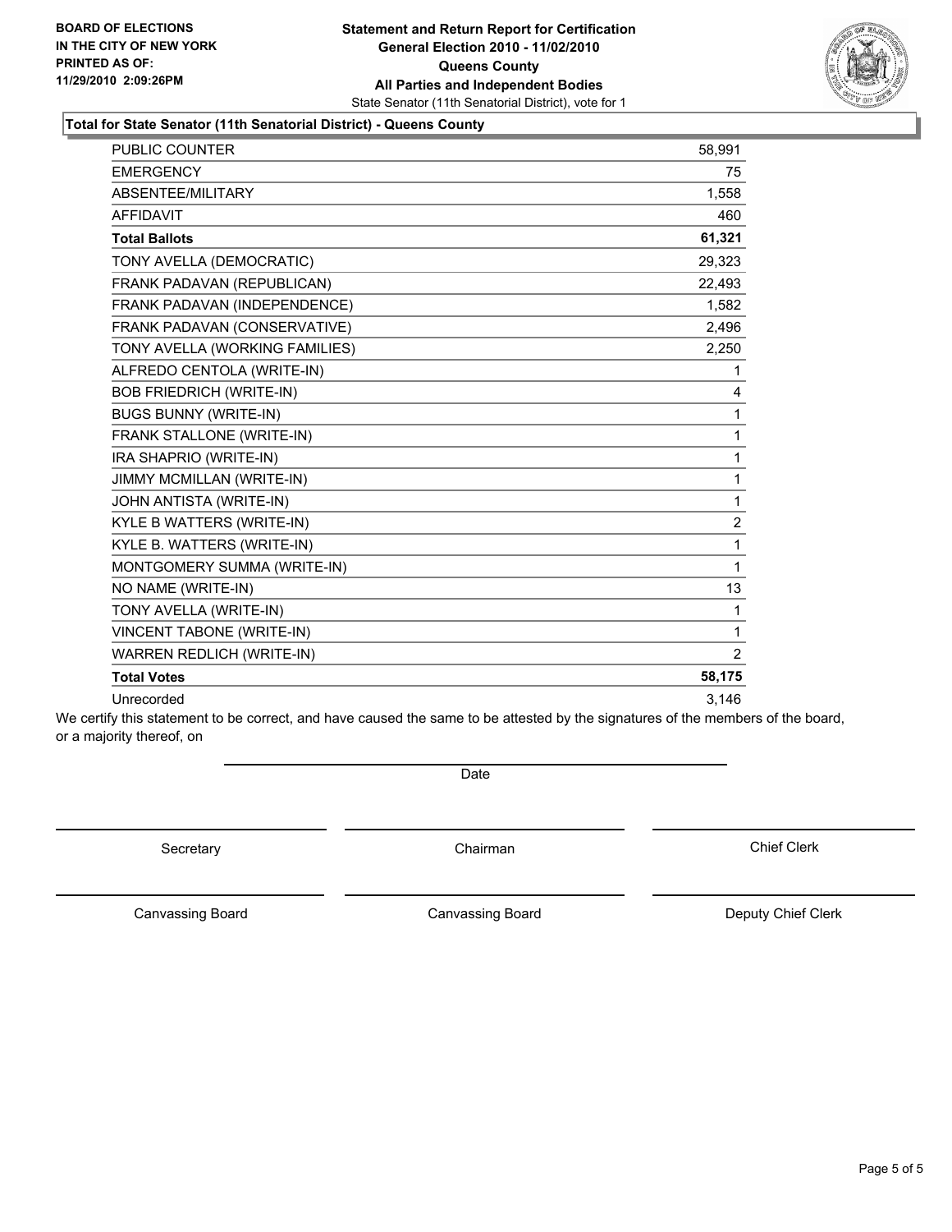**BOARD OF ELECTIONS IN THE CITY OF NEW YORK PRINTED AS OF: 11/29/2010 2:09:26PM**

**Statement and Return Report for Certification**
**General Election 2010 - 11/02/2010**
**Queens County**
**All Parties and Independent Bodies**
State Senator (11th Senatorial District), vote for 1

**Total for State Senator (11th Senatorial District) - Queens County**

| | |
|---|---|
| PUBLIC COUNTER | 58,991 |
| EMERGENCY | 75 |
| ABSENTEE/MILITARY | 1,558 |
| AFFIDAVIT | 460 |
| **Total Ballots** | **61,321** |
| TONY AVELLA (DEMOCRATIC) | 29,323 |
| FRANK PADAVAN (REPUBLICAN) | 22,493 |
| FRANK PADAVAN (INDEPENDENCE) | 1,582 |
| FRANK PADAVAN (CONSERVATIVE) | 2,496 |
| TONY AVELLA (WORKING FAMILIES) | 2,250 |
| ALFREDO CENTOLA (WRITE-IN) | 1 |
| BOB FRIEDRICH (WRITE-IN) | 4 |
| BUGS BUNNY (WRITE-IN) | 1 |
| FRANK STALLONE (WRITE-IN) | 1 |
| IRA SHAPRIO (WRITE-IN) | 1 |
| JIMMY MCMILLAN (WRITE-IN) | 1 |
| JOHN ANTISTA (WRITE-IN) | 1 |
| KYLE B WATTERS (WRITE-IN) | 2 |
| KYLE B. WATTERS (WRITE-IN) | 1 |
| MONTGOMERY SUMMA (WRITE-IN) | 1 |
| NO NAME (WRITE-IN) | 13 |
| TONY AVELLA (WRITE-IN) | 1 |
| VINCENT TABONE (WRITE-IN) | 1 |
| WARREN REDLICH (WRITE-IN) | 2 |
| **Total Votes** | **58,175** |
| Unrecorded | 3,146 |

We certify this statement to be correct, and have caused the same to be attested by the signatures of the members of the board, or a majority thereof, on

Date

Secretary

Chairman

Chief Clerk

Canvassing Board

Canvassing Board

Deputy Chief Clerk